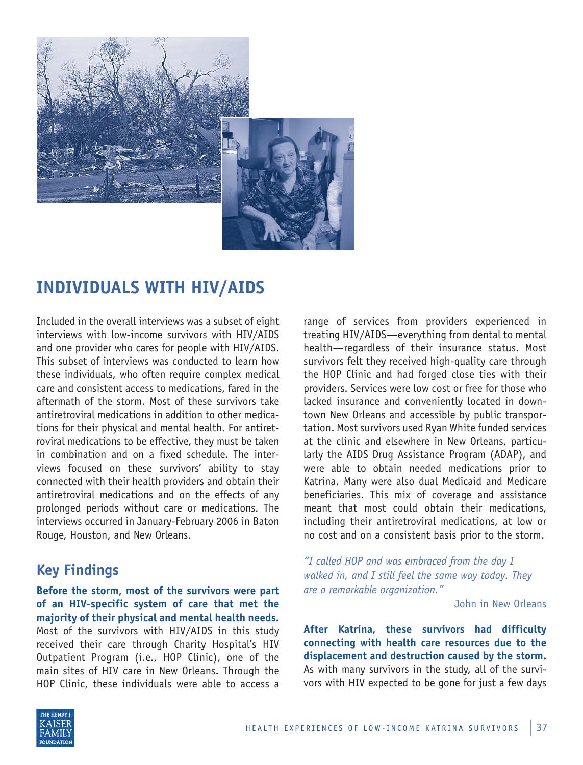# INDIVIDUALS WITH HIV/AIDS

Included in the overall interviews was a subset of eight interviews with low-income survivors with HIV/AIDS and one provider who cares for people with HIV/AIDS. This subset of interviews was conducted to learn how these individuals, who often require complex medical care and consistent access to medications, fared in the aftermath of the storm. Most of these survivors take antiretroviral medications in addition to other medications for their physical and mental health. For antiretroviral medications to be effective, they must be taken in combination and on a fixed schedule. The interviews focused on these survivors' ability to stay connected with their health providers and obtain their antiretroviral medications and on the effects of any prolonged periods without care or medications. The interviews occurred in January-February 2006 in Baton Rouge, Houston, and New Orleans.

## Key Findings

**Before the storm, most of the survivors were part of an HIV-specific system of care that met the majority of their physical and mental health needs.** Most of the survivors with HIV/AIDS in this study received their care through Charity Hospital's HIV Outpatient Program (i.e., HOP Clinic), one of the main sites of HIV care in New Orleans. Through the HOP Clinic, these individuals were able to access a range of services from providers experienced in treating HIV/AIDS—everything from dental to mental health—regardless of their insurance status. Most survivors felt they received high-quality care through the HOP Clinic and had forged close ties with their providers. Services were low cost or free for those who lacked insurance and conveniently located in downtown New Orleans and accessible by public transportation. Most survivors used Ryan White funded services at the clinic and elsewhere in New Orleans, particularly the AIDS Drug Assistance Program (ADAP), and were able to obtain needed medications prior to Katrina. Many were also dual Medicaid and Medicare beneficiaries. This mix of coverage and assistance meant that most could obtain their medications, including their antiretroviral medications, at low or no cost and on a consistent basis prior to the storm.

*"I called HOP and was embraced from the day I walked in, and I still feel the same way today. They are a remarkable organization."*

John in New Orleans

**After Katrina, these survivors had difficulty connecting with health care resources due to the displacement and destruction caused by the storm.** As with many survivors in the study, all of the survivors with HIV expected to be gone for just a few days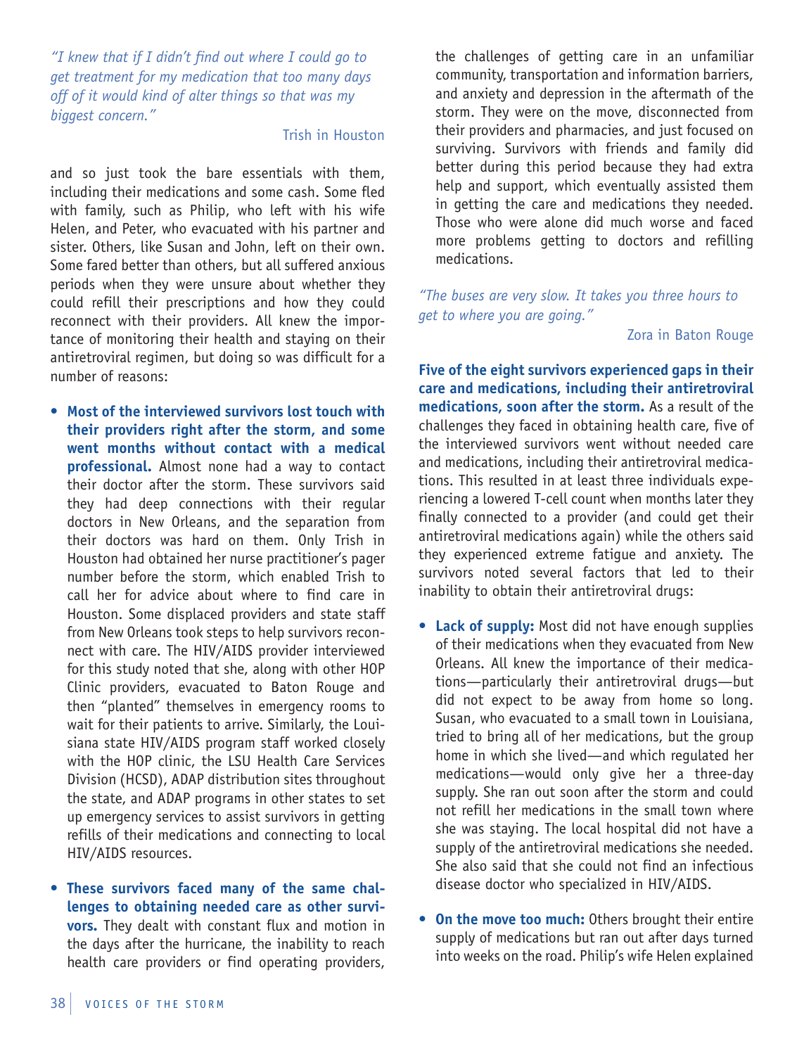*"I knew that if I didn't find out where I could go to get treatment for my medication that too many days off of it would kind of alter things so that was my biggest concern."*

Trish in Houston

and so just took the bare essentials with them, including their medications and some cash. Some fled with family, such as Philip, who left with his wife Helen, and Peter, who evacuated with his partner and sister. Others, like Susan and John, left on their own. Some fared better than others, but all suffered anxious periods when they were unsure about whether they could refill their prescriptions and how they could reconnect with their providers. All knew the importance of monitoring their health and staying on their antiretroviral regimen, but doing so was difficult for a number of reasons:

- **Most of the interviewed survivors lost touch with their providers right after the storm, and some went months without contact with a medical professional.** Almost none had a way to contact their doctor after the storm. These survivors said they had deep connections with their regular doctors in New Orleans, and the separation from their doctors was hard on them. Only Trish in Houston had obtained her nurse practitioner's pager number before the storm, which enabled Trish to call her for advice about where to find care in Houston. Some displaced providers and state staff from New Orleans took steps to help survivors reconnect with care. The HIV/AIDS provider interviewed for this study noted that she, along with other HOP Clinic providers, evacuated to Baton Rouge and then "planted" themselves in emergency rooms to wait for their patients to arrive. Similarly, the Louisiana state HIV/AIDS program staff worked closely with the HOP clinic, the LSU Health Care Services Division (HCSD), ADAP distribution sites throughout the state, and ADAP programs in other states to set up emergency services to assist survivors in getting refills of their medications and connecting to local HIV/AIDS resources.

- **These survivors faced many of the same challenges to obtaining needed care as other survivors.** They dealt with constant flux and motion in the days after the hurricane, the inability to reach health care providers or find operating providers, the challenges of getting care in an unfamiliar community, transportation and information barriers, and anxiety and depression in the aftermath of the storm. They were on the move, disconnected from their providers and pharmacies, and just focused on surviving. Survivors with friends and family did better during this period because they had extra help and support, which eventually assisted them in getting the care and medications they needed. Those who were alone did much worse and faced more problems getting to doctors and refilling medications.

*"The buses are very slow. It takes you three hours to get to where you are going."*

Zora in Baton Rouge

**Five of the eight survivors experienced gaps in their care and medications, including their antiretroviral medications, soon after the storm.** As a result of the challenges they faced in obtaining health care, five of the interviewed survivors went without needed care and medications, including their antiretroviral medications. This resulted in at least three individuals experiencing a lowered T-cell count when months later they finally connected to a provider (and could get their antiretroviral medications again) while the others said they experienced extreme fatigue and anxiety. The survivors noted several factors that led to their inability to obtain their antiretroviral drugs:

- **Lack of supply:** Most did not have enough supplies of their medications when they evacuated from New Orleans. All knew the importance of their medications—particularly their antiretroviral drugs—but did not expect to be away from home so long. Susan, who evacuated to a small town in Louisiana, tried to bring all of her medications, but the group home in which she lived—and which regulated her medications—would only give her a three-day supply. She ran out soon after the storm and could not refill her medications in the small town where she was staying. The local hospital did not have a supply of the antiretroviral medications she needed. She also said that she could not find an infectious disease doctor who specialized in HIV/AIDS.

- **On the move too much:** Others brought their entire supply of medications but ran out after days turned into weeks on the road. Philip's wife Helen explained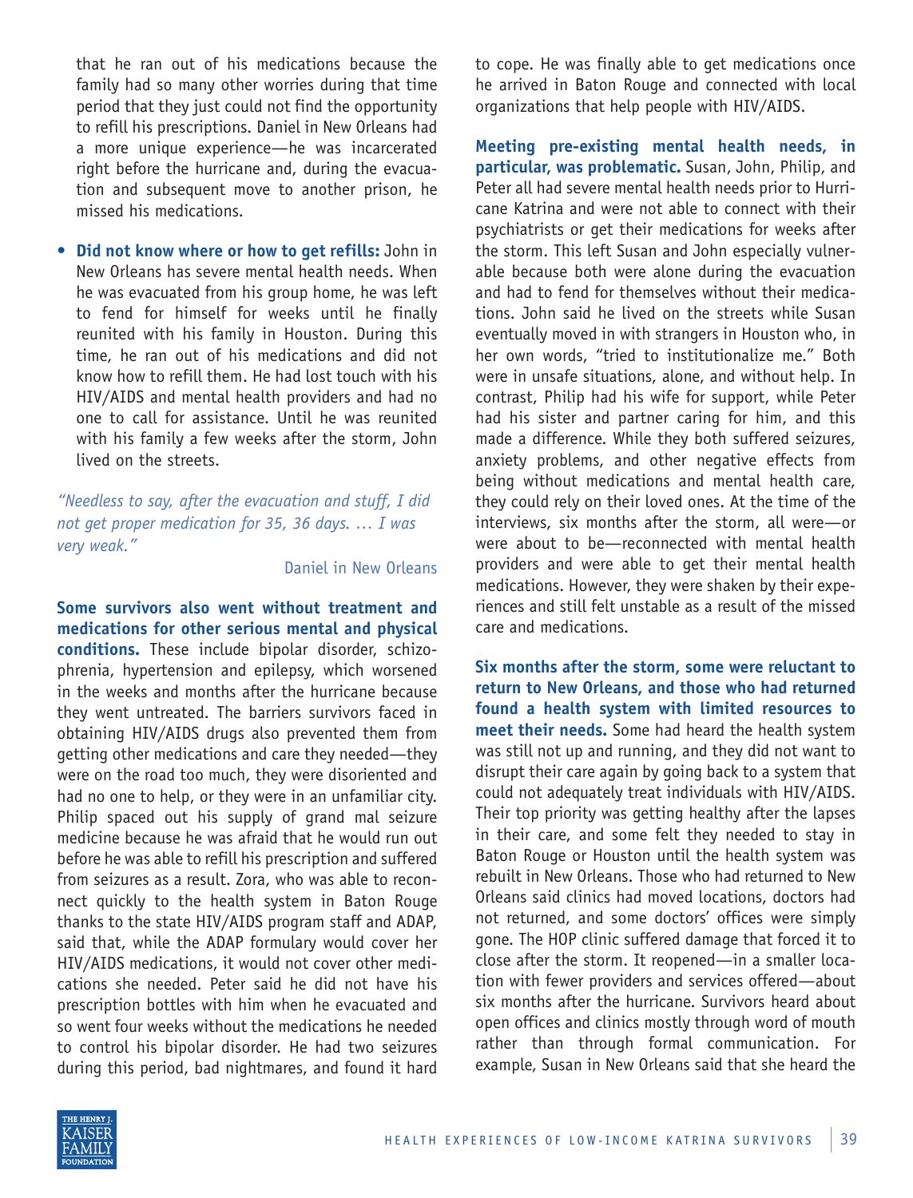that he ran out of his medications because the family had so many other worries during that time period that they just could not find the opportunity to refill his prescriptions. Daniel in New Orleans had a more unique experience—he was incarcerated right before the hurricane and, during the evacuation and subsequent move to another prison, he missed his medications.

- **Did not know where or how to get refills:** John in New Orleans has severe mental health needs. When he was evacuated from his group home, he was left to fend for himself for weeks until he finally reunited with his family in Houston. During this time, he ran out of his medications and did not know how to refill them. He had lost touch with his HIV/AIDS and mental health providers and had no one to call for assistance. Until he was reunited with his family a few weeks after the storm, John lived on the streets.

*"Needless to say, after the evacuation and stuff, I did not get proper medication for 35, 36 days. … I was very weak."*

Daniel in New Orleans

**Some survivors also went without treatment and medications for other serious mental and physical conditions.** These include bipolar disorder, schizophrenia, hypertension and epilepsy, which worsened in the weeks and months after the hurricane because they went untreated. The barriers survivors faced in obtaining HIV/AIDS drugs also prevented them from getting other medications and care they needed—they were on the road too much, they were disoriented and had no one to help, or they were in an unfamiliar city. Philip spaced out his supply of grand mal seizure medicine because he was afraid that he would run out before he was able to refill his prescription and suffered from seizures as a result. Zora, who was able to reconnect quickly to the health system in Baton Rouge thanks to the state HIV/AIDS program staff and ADAP, said that, while the ADAP formulary would cover her HIV/AIDS medications, it would not cover other medications she needed. Peter said he did not have his prescription bottles with him when he evacuated and so went four weeks without the medications he needed to control his bipolar disorder. He had two seizures during this period, bad nightmares, and found it hard to cope. He was finally able to get medications once he arrived in Baton Rouge and connected with local organizations that help people with HIV/AIDS.

**Meeting pre-existing mental health needs, in particular, was problematic.** Susan, John, Philip, and Peter all had severe mental health needs prior to Hurricane Katrina and were not able to connect with their psychiatrists or get their medications for weeks after the storm. This left Susan and John especially vulnerable because both were alone during the evacuation and had to fend for themselves without their medications. John said he lived on the streets while Susan eventually moved in with strangers in Houston who, in her own words, "tried to institutionalize me." Both were in unsafe situations, alone, and without help. In contrast, Philip had his wife for support, while Peter had his sister and partner caring for him, and this made a difference. While they both suffered seizures, anxiety problems, and other negative effects from being without medications and mental health care, they could rely on their loved ones. At the time of the interviews, six months after the storm, all were—or were about to be—reconnected with mental health providers and were able to get their mental health medications. However, they were shaken by their experiences and still felt unstable as a result of the missed care and medications.

**Six months after the storm, some were reluctant to return to New Orleans, and those who had returned found a health system with limited resources to meet their needs.** Some had heard the health system was still not up and running, and they did not want to disrupt their care again by going back to a system that could not adequately treat individuals with HIV/AIDS. Their top priority was getting healthy after the lapses in their care, and some felt they needed to stay in Baton Rouge or Houston until the health system was rebuilt in New Orleans. Those who had returned to New Orleans said clinics had moved locations, doctors had not returned, and some doctors' offices were simply gone. The HOP clinic suffered damage that forced it to close after the storm. It reopened—in a smaller location with fewer providers and services offered—about six months after the hurricane. Survivors heard about open offices and clinics mostly through word of mouth rather than through formal communication. For example, Susan in New Orleans said that she heard the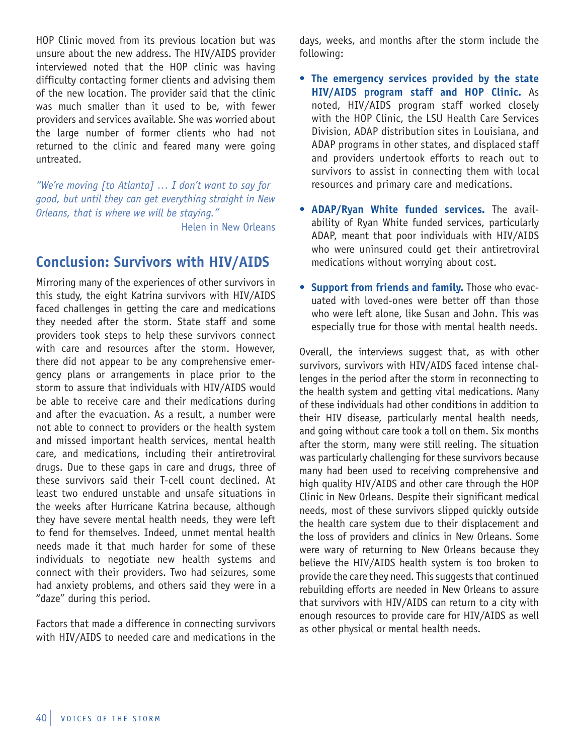HOP Clinic moved from its previous location but was unsure about the new address. The HIV/AIDS provider interviewed noted that the HOP clinic was having difficulty contacting former clients and advising them of the new location. The provider said that the clinic was much smaller than it used to be, with fewer providers and services available. She was worried about the large number of former clients who had not returned to the clinic and feared many were going untreated.

*"We're moving [to Atlanta] … I don't want to say for good, but until they can get everything straight in New Orleans, that is where we will be staying."*

Helen in New Orleans

## Conclusion: Survivors with HIV/AIDS

Mirroring many of the experiences of other survivors in this study, the eight Katrina survivors with HIV/AIDS faced challenges in getting the care and medications they needed after the storm. State staff and some providers took steps to help these survivors connect with care and resources after the storm. However, there did not appear to be any comprehensive emergency plans or arrangements in place prior to the storm to assure that individuals with HIV/AIDS would be able to receive care and their medications during and after the evacuation. As a result, a number were not able to connect to providers or the health system and missed important health services, mental health care, and medications, including their antiretroviral drugs. Due to these gaps in care and drugs, three of these survivors said their T-cell count declined. At least two endured unstable and unsafe situations in the weeks after Hurricane Katrina because, although they have severe mental health needs, they were left to fend for themselves. Indeed, unmet mental health needs made it that much harder for some of these individuals to negotiate new health systems and connect with their providers. Two had seizures, some had anxiety problems, and others said they were in a "daze" during this period.

Factors that made a difference in connecting survivors with HIV/AIDS to needed care and medications in the days, weeks, and months after the storm include the following:

- **The emergency services provided by the state HIV/AIDS program staff and HOP Clinic.** As noted, HIV/AIDS program staff worked closely with the HOP Clinic, the LSU Health Care Services Division, ADAP distribution sites in Louisiana, and ADAP programs in other states, and displaced staff and providers undertook efforts to reach out to survivors to assist in connecting them with local resources and primary care and medications.
- **ADAP/Ryan White funded services.** The availability of Ryan White funded services, particularly ADAP, meant that poor individuals with HIV/AIDS who were uninsured could get their antiretroviral medications without worrying about cost.
- **Support from friends and family.** Those who evacuated with loved-ones were better off than those who were left alone, like Susan and John. This was especially true for those with mental health needs.

Overall, the interviews suggest that, as with other survivors, survivors with HIV/AIDS faced intense challenges in the period after the storm in reconnecting to the health system and getting vital medications. Many of these individuals had other conditions in addition to their HIV disease, particularly mental health needs, and going without care took a toll on them. Six months after the storm, many were still reeling. The situation was particularly challenging for these survivors because many had been used to receiving comprehensive and high quality HIV/AIDS and other care through the HOP Clinic in New Orleans. Despite their significant medical needs, most of these survivors slipped quickly outside the health care system due to their displacement and the loss of providers and clinics in New Orleans. Some were wary of returning to New Orleans because they believe the HIV/AIDS health system is too broken to provide the care they need. This suggests that continued rebuilding efforts are needed in New Orleans to assure that survivors with HIV/AIDS can return to a city with enough resources to provide care for HIV/AIDS as well as other physical or mental health needs.